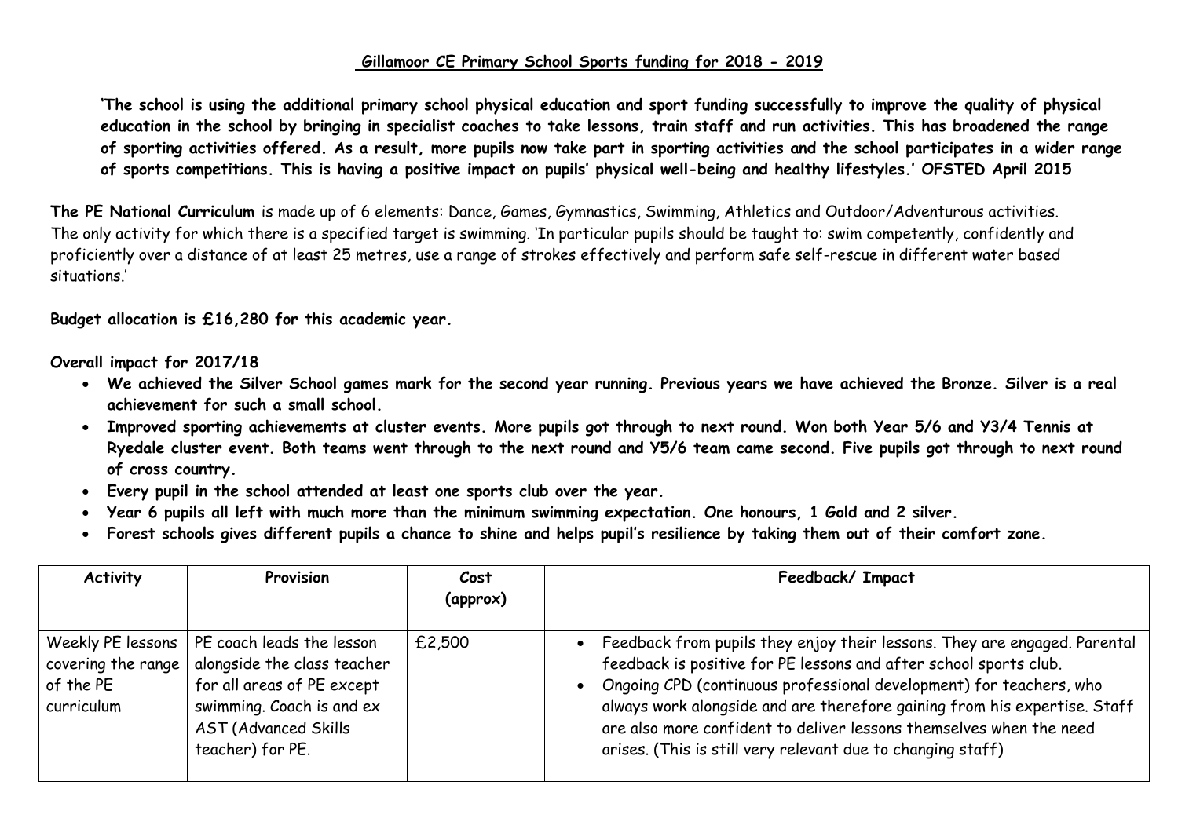## Gillamoor CE Primary School Sports funding for 2018 - 2019

**'The school is using the additional primary school physical education and sport funding successfully to improve the quality of physical education in the school by bringing in specialist coaches to take lessons, train staff and run activities. This has broadened the range of sporting activities offered. As a result, more pupils now take part in sporting activities and the school participates in a wider range of sports competitions. This is having a positive impact on pupils' physical well-being and healthy lifestyles.' OFSTED April 2015**

**The PE National Curriculum** is made up of 6 elements: Dance, Games, Gymnastics, Swimming, Athletics and Outdoor/Adventurous activities. The only activity for which there is a specified target is swimming. 'In particular pupils should be taught to: swim competently, confidently and proficiently over a distance of at least 25 metres, use a range of strokes effectively and perform safe self-rescue in different water based situations.'

**Budget allocation is £16,280 for this academic year.**

**Overall impact for 2017/18**

- **We achieved the Silver School games mark for the second year running. Previous years we have achieved the Bronze. Silver is a real achievement for such a small school.**
- **Improved sporting achievements at cluster events. More pupils got through to next round. Won both Year 5/6 and Y3/4 Tennis at Ryedale cluster event. Both teams went through to the next round and Y5/6 team came second. Five pupils got through to next round of cross country.**
- **Every pupil in the school attended at least one sports club over the year.**
- **Year 6 pupils all left with much more than the minimum swimming expectation. One honours, 1 Gold and 2 silver.**
- **Forest schools gives different pupils a chance to shine and helps pupil's resilience by taking them out of their comfort zone.**

| Activity | Provision | Cost (approx) | Feedback/ Impact |
|---|---|---|---|
| Weekly PE lessons covering the range of the PE curriculum | PE coach leads the lesson alongside the class teacher for all areas of PE except swimming. Coach is and ex AST (Advanced Skills teacher) for PE. | £2,500 | • Feedback from pupils they enjoy their lessons. They are engaged. Parental feedback is positive for PE lessons and after school sports club.<br>• Ongoing CPD (continuous professional development) for teachers, who always work alongside and are therefore gaining from his expertise. Staff are also more confident to deliver lessons themselves when the need arises. (This is still very relevant due to changing staff) |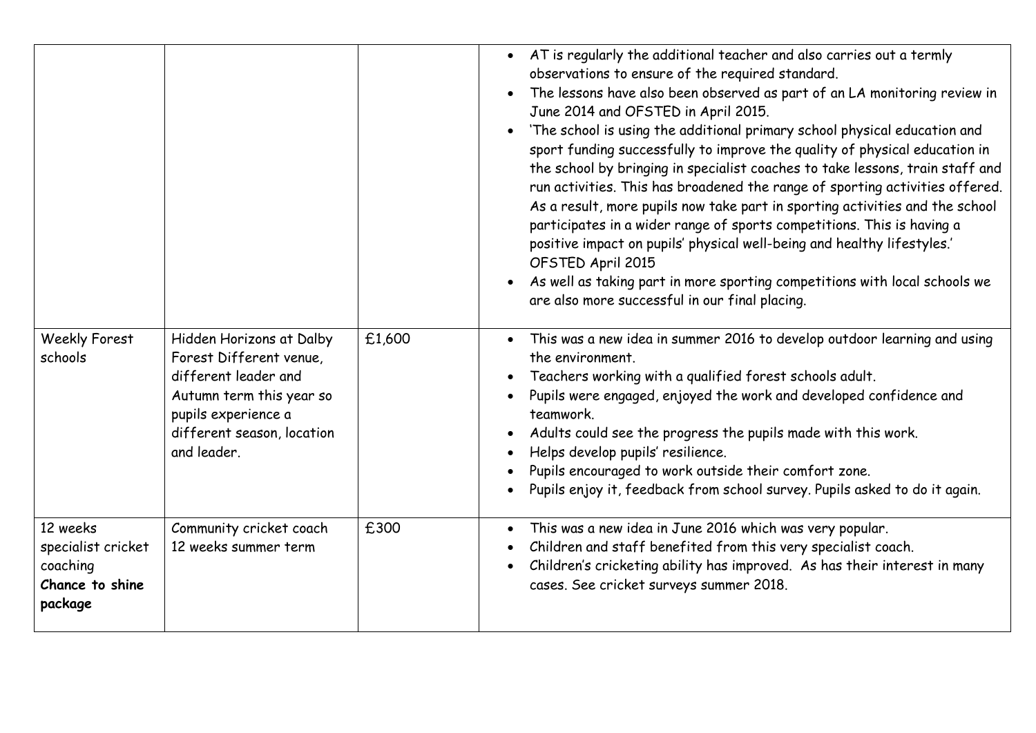| | | | |
|---|---|---|---|
| | | | • AT is regularly the additional teacher and also carries out a termly observations to ensure of the required standard.<br>• The lessons have also been observed as part of an LA monitoring review in June 2014 and OFSTED in April 2015.<br>• 'The school is using the additional primary school physical education and sport funding successfully to improve the quality of physical education in the school by bringing in specialist coaches to take lessons, train staff and run activities. This has broadened the range of sporting activities offered. As a result, more pupils now take part in sporting activities and the school participates in a wider range of sports competitions. This is having a positive impact on pupils' physical well-being and healthy lifestyles.' OFSTED April 2015<br>• As well as taking part in more sporting competitions with local schools we are also more successful in our final placing. |
| Weekly Forest schools | Hidden Horizons at Dalby Forest Different venue, different leader and Autumn term this year so pupils experience a different season, location and leader. | £1,600 | • This was a new idea in summer 2016 to develop outdoor learning and using the environment.<br>• Teachers working with a qualified forest schools adult.<br>• Pupils were engaged, enjoyed the work and developed confidence and teamwork.<br>• Adults could see the progress the pupils made with this work.<br>• Helps develop pupils' resilience.<br>• Pupils encouraged to work outside their comfort zone.<br>• Pupils enjoy it, feedback from school survey. Pupils asked to do it again. |
| 12 weeks specialist cricket coaching **Chance to shine package** | Community cricket coach 12 weeks summer term | £300 | • This was a new idea in June 2016 which was very popular.<br>• Children and staff benefited from this very specialist coach.<br>• Children's cricketing ability has improved. As has their interest in many cases. See cricket surveys summer 2018. |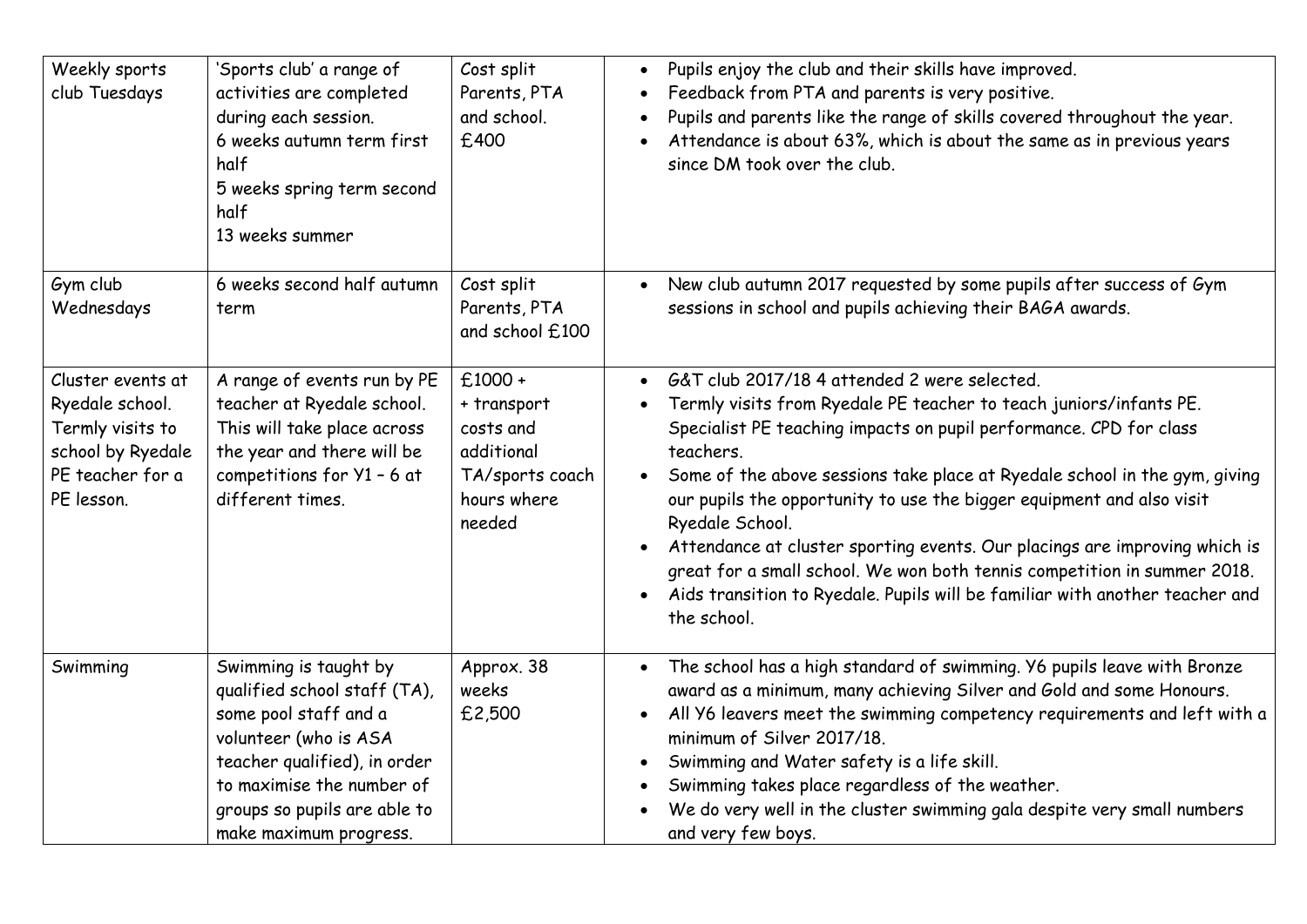| Weekly sports club Tuesdays | 'Sports club' a range of activities are completed during each session.<br>6 weeks autumn term first half<br>5 weeks spring term second half<br>13 weeks summer | Cost split Parents, PTA and school.<br>£400 | • Pupils enjoy the club and their skills have improved.<br>• Feedback from PTA and parents is very positive.<br>• Pupils and parents like the range of skills covered throughout the year.<br>• Attendance is about 63%, which is about the same as in previous years since DM took over the club. |
|---|---|---|---|
| Gym club Wednesdays | 6 weeks second half autumn term | Cost split Parents, PTA and school £100 | • New club autumn 2017 requested by some pupils after success of Gym sessions in school and pupils achieving their BAGA awards. |
| Cluster events at Ryedale school. Termly visits to school by Ryedale PE teacher for a PE lesson. | A range of events run by PE teacher at Ryedale school. This will take place across the year and there will be competitions for Y1 – 6 at different times. | £1000 +<br>+ transport costs and additional TA/sports coach hours where needed | • G&T club 2017/18 4 attended 2 were selected.<br>• Termly visits from Ryedale PE teacher to teach juniors/infants PE. Specialist PE teaching impacts on pupil performance. CPD for class teachers.<br>• Some of the above sessions take place at Ryedale school in the gym, giving our pupils the opportunity to use the bigger equipment and also visit Ryedale School.<br>• Attendance at cluster sporting events. Our placings are improving which is great for a small school. We won both tennis competition in summer 2018.<br>• Aids transition to Ryedale. Pupils will be familiar with another teacher and the school. |
| Swimming | Swimming is taught by qualified school staff (TA), some pool staff and a volunteer (who is ASA teacher qualified), in order to maximise the number of groups so pupils are able to make maximum progress. | Approx. 38 weeks<br>£2,500 | • The school has a high standard of swimming. Y6 pupils leave with Bronze award as a minimum, many achieving Silver and Gold and some Honours.<br>• All Y6 leavers meet the swimming competency requirements and left with a minimum of Silver 2017/18.<br>• Swimming and Water safety is a life skill.<br>• Swimming takes place regardless of the weather.<br>• We do very well in the cluster swimming gala despite very small numbers and very few boys. |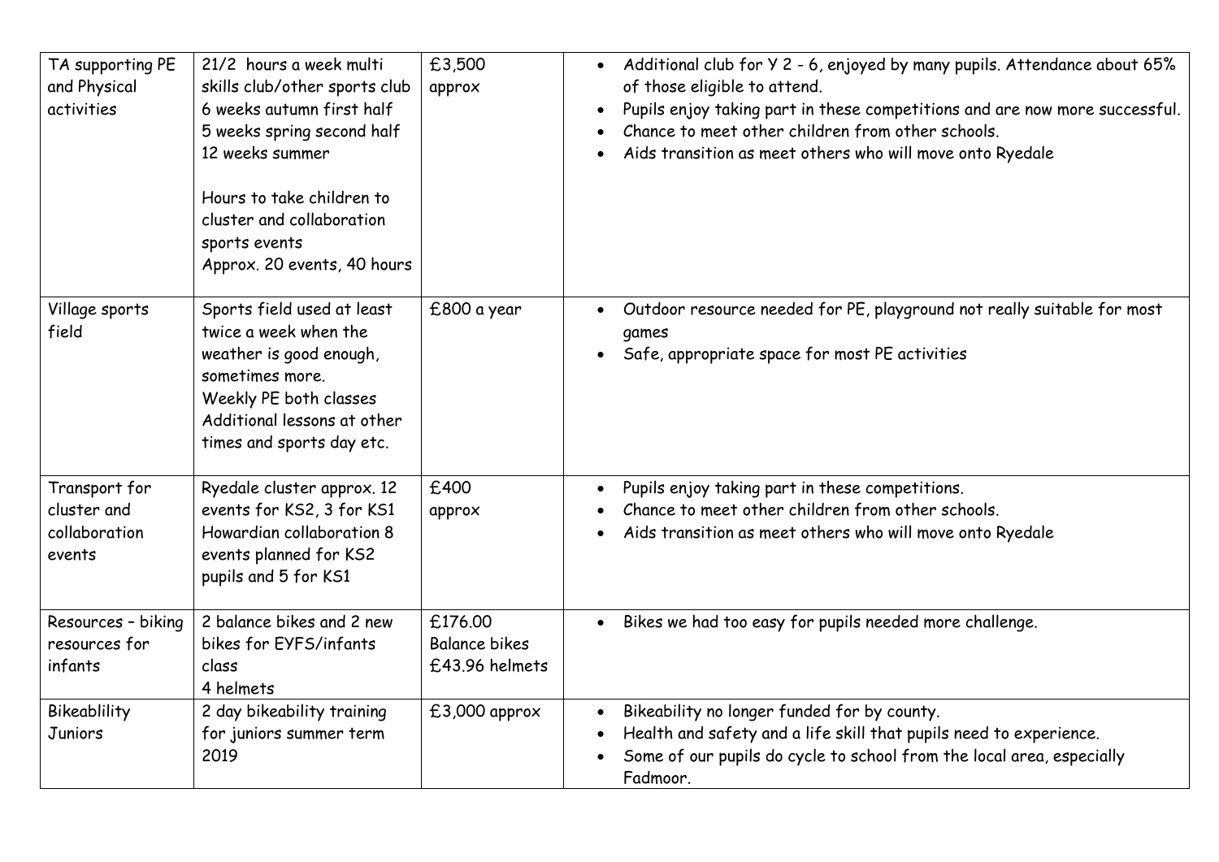| | | | |
|---|---|---|---|
| TA supporting PE and Physical activities | 21/2 hours a week multi skills club/other sports club<br>6 weeks autumn first half<br>5 weeks spring second half<br>12 weeks summer<br><br>Hours to take children to cluster and collaboration sports events<br>Approx. 20 events, 40 hours | £3,500 approx | • Additional club for Y 2 - 6, enjoyed by many pupils. Attendance about 65% of those eligible to attend.<br>• Pupils enjoy taking part in these competitions and are now more successful.<br>• Chance to meet other children from other schools.<br>• Aids transition as meet others who will move onto Ryedale |
| Village sports field | Sports field used at least twice a week when the weather is good enough, sometimes more.<br>Weekly PE both classes<br>Additional lessons at other times and sports day etc. | £800 a year | • Outdoor resource needed for PE, playground not really suitable for most games<br>• Safe, appropriate space for most PE activities |
| Transport for cluster and collaboration events | Ryedale cluster approx. 12 events for KS2, 3 for KS1<br>Howardian collaboration 8 events planned for KS2 pupils and 5 for KS1 | £400 approx | • Pupils enjoy taking part in these competitions.<br>• Chance to meet other children from other schools.<br>• Aids transition as meet others who will move onto Ryedale |
| Resources – biking resources for infants | 2 balance bikes and 2 new bikes for EYFS/infants class<br>4 helmets | £176.00 Balance bikes<br>£43.96 helmets | • Bikes we had too easy for pupils needed more challenge. |
| Bikeablility Juniors | 2 day bikeability training for juniors summer term 2019 | £3,000 approx | • Bikeability no longer funded for by county.<br>• Health and safety and a life skill that pupils need to experience.<br>• Some of our pupils do cycle to school from the local area, especially Fadmoor. |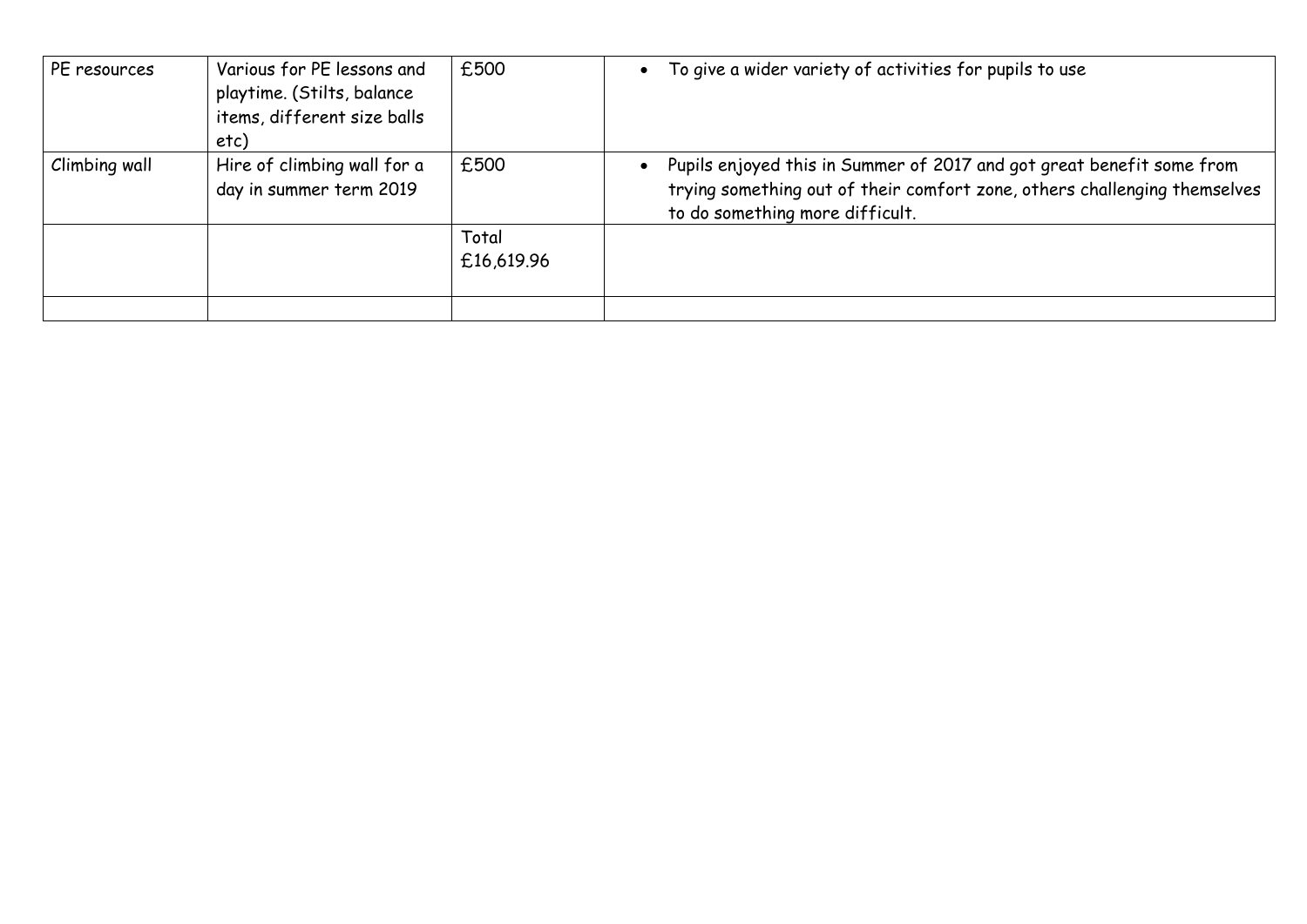| | | | |
|---|---|---|---|
| PE resources | Various for PE lessons and playtime. (Stilts, balance items, different size balls etc) | £500 | • To give a wider variety of activities for pupils to use |
| Climbing wall | Hire of climbing wall for a day in summer term 2019 | £500 | • Pupils enjoyed this in Summer of 2017 and got great benefit some from trying something out of their comfort zone, others challenging themselves to do something more difficult. |
| | | Total £16,619.96 | |
| | | | |